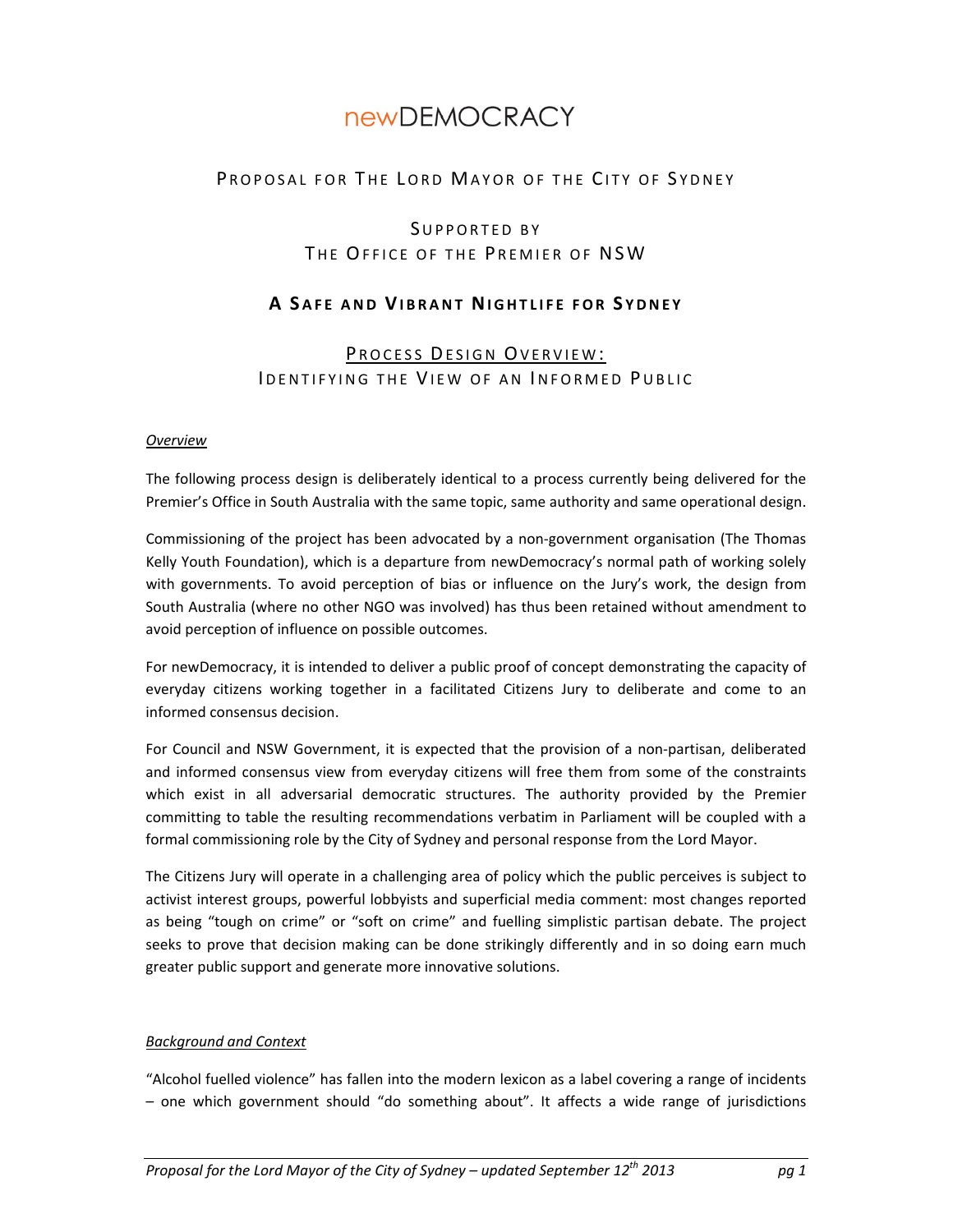# newDEMOCRACY

## Proposal for The Lord Mayor of the City of Sydney

### Supported by
### The Office of the Premier of NSW

## A Safe and Vibrant Nightlife for Sydney

### Process Design Overview:
### Identifying the View of an Informed Public

*Overview*

The following process design is deliberately identical to a process currently being delivered for the Premier's Office in South Australia with the same topic, same authority and same operational design.

Commissioning of the project has been advocated by a non-government organisation (The Thomas Kelly Youth Foundation), which is a departure from newDemocracy's normal path of working solely with governments. To avoid perception of bias or influence on the Jury's work, the design from South Australia (where no other NGO was involved) has thus been retained without amendment to avoid perception of influence on possible outcomes.

For newDemocracy, it is intended to deliver a public proof of concept demonstrating the capacity of everyday citizens working together in a facilitated Citizens Jury to deliberate and come to an informed consensus decision.

For Council and NSW Government, it is expected that the provision of a non-partisan, deliberated and informed consensus view from everyday citizens will free them from some of the constraints which exist in all adversarial democratic structures. The authority provided by the Premier committing to table the resulting recommendations verbatim in Parliament will be coupled with a formal commissioning role by the City of Sydney and personal response from the Lord Mayor.

The Citizens Jury will operate in a challenging area of policy which the public perceives is subject to activist interest groups, powerful lobbyists and superficial media comment: most changes reported as being "tough on crime" or "soft on crime" and fuelling simplistic partisan debate. The project seeks to prove that decision making can be done strikingly differently and in so doing earn much greater public support and generate more innovative solutions.

*Background and Context*

"Alcohol fuelled violence" has fallen into the modern lexicon as a label covering a range of incidents – one which government should "do something about". It affects a wide range of jurisdictions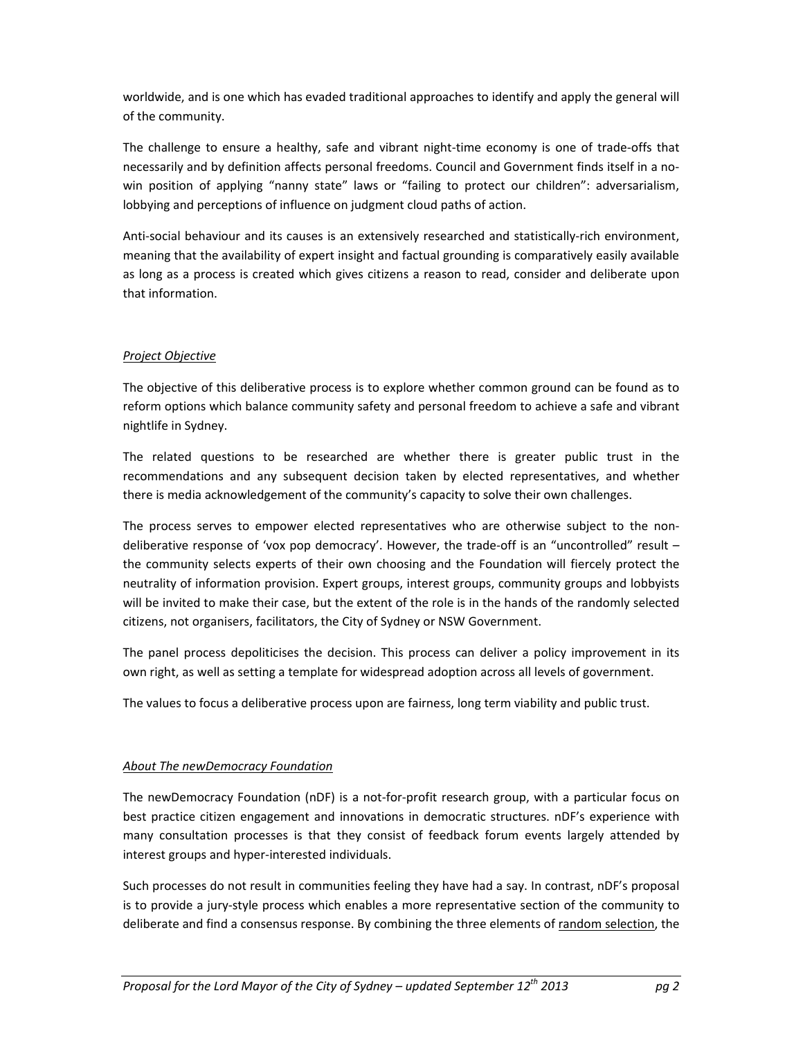worldwide, and is one which has evaded traditional approaches to identify and apply the general will of the community.

The challenge to ensure a healthy, safe and vibrant night-time economy is one of trade-offs that necessarily and by definition affects personal freedoms. Council and Government finds itself in a no-win position of applying "nanny state" laws or "failing to protect our children": adversarialism, lobbying and perceptions of influence on judgment cloud paths of action.

Anti-social behaviour and its causes is an extensively researched and statistically-rich environment, meaning that the availability of expert insight and factual grounding is comparatively easily available as long as a process is created which gives citizens a reason to read, consider and deliberate upon that information.

## *Project Objective*

The objective of this deliberative process is to explore whether common ground can be found as to reform options which balance community safety and personal freedom to achieve a safe and vibrant nightlife in Sydney.

The related questions to be researched are whether there is greater public trust in the recommendations and any subsequent decision taken by elected representatives, and whether there is media acknowledgement of the community's capacity to solve their own challenges.

The process serves to empower elected representatives who are otherwise subject to the non-deliberative response of 'vox pop democracy'. However, the trade-off is an "uncontrolled" result – the community selects experts of their own choosing and the Foundation will fiercely protect the neutrality of information provision. Expert groups, interest groups, community groups and lobbyists will be invited to make their case, but the extent of the role is in the hands of the randomly selected citizens, not organisers, facilitators, the City of Sydney or NSW Government.

The panel process depoliticises the decision. This process can deliver a policy improvement in its own right, as well as setting a template for widespread adoption across all levels of government.

The values to focus a deliberative process upon are fairness, long term viability and public trust.

## *About The newDemocracy Foundation*

The newDemocracy Foundation (nDF) is a not-for-profit research group, with a particular focus on best practice citizen engagement and innovations in democratic structures. nDF's experience with many consultation processes is that they consist of feedback forum events largely attended by interest groups and hyper-interested individuals.

Such processes do not result in communities feeling they have had a say. In contrast, nDF's proposal is to provide a jury-style process which enables a more representative section of the community to deliberate and find a consensus response. By combining the three elements of random selection, the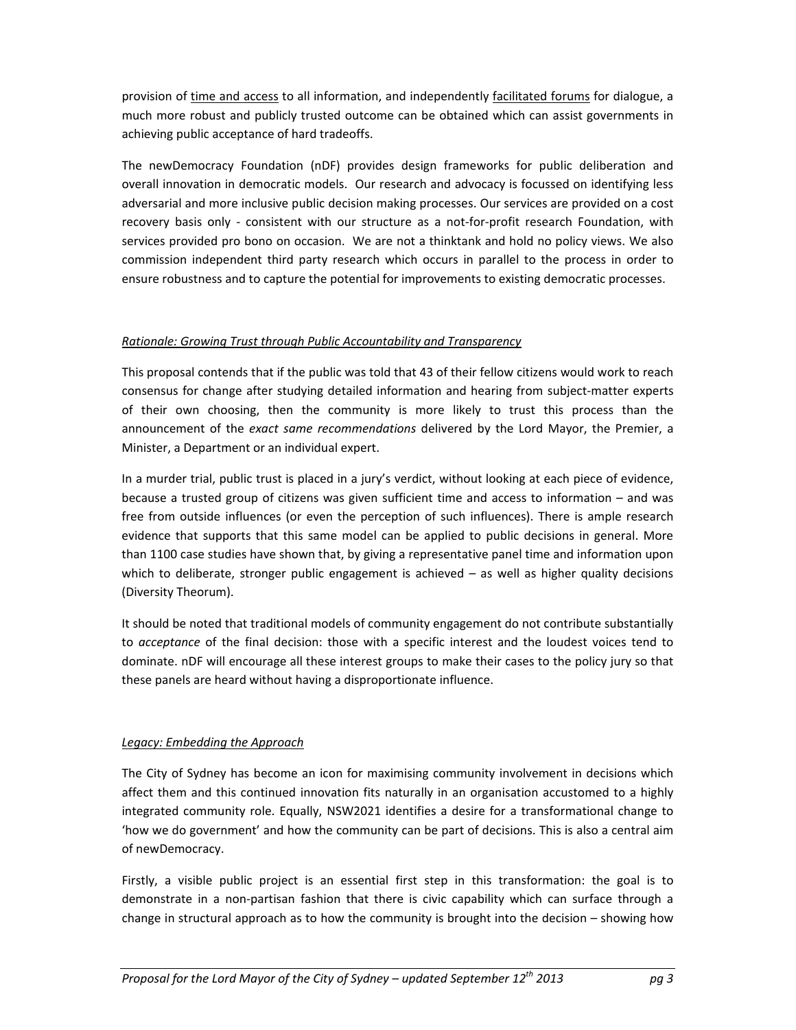provision of <u>time and access</u> to all information, and independently <u>facilitated forums</u> for dialogue, a much more robust and publicly trusted outcome can be obtained which can assist governments in achieving public acceptance of hard tradeoffs.

The newDemocracy Foundation (nDF) provides design frameworks for public deliberation and overall innovation in democratic models. Our research and advocacy is focussed on identifying less adversarial and more inclusive public decision making processes. Our services are provided on a cost recovery basis only - consistent with our structure as a not-for-profit research Foundation, with services provided pro bono on occasion. We are not a thinktank and hold no policy views. We also commission independent third party research which occurs in parallel to the process in order to ensure robustness and to capture the potential for improvements to existing democratic processes.

### *<u>Rationale: Growing Trust through Public Accountability and Transparency</u>*

This proposal contends that if the public was told that 43 of their fellow citizens would work to reach consensus for change after studying detailed information and hearing from subject-matter experts of their own choosing, then the community is more likely to trust this process than the announcement of the *exact same recommendations* delivered by the Lord Mayor, the Premier, a Minister, a Department or an individual expert.

In a murder trial, public trust is placed in a jury's verdict, without looking at each piece of evidence, because a trusted group of citizens was given sufficient time and access to information – and was free from outside influences (or even the perception of such influences). There is ample research evidence that supports that this same model can be applied to public decisions in general. More than 1100 case studies have shown that, by giving a representative panel time and information upon which to deliberate, stronger public engagement is achieved – as well as higher quality decisions (Diversity Theorum).

It should be noted that traditional models of community engagement do not contribute substantially to *acceptance* of the final decision: those with a specific interest and the loudest voices tend to dominate. nDF will encourage all these interest groups to make their cases to the policy jury so that these panels are heard without having a disproportionate influence.

### *<u>Legacy: Embedding the Approach</u>*

The City of Sydney has become an icon for maximising community involvement in decisions which affect them and this continued innovation fits naturally in an organisation accustomed to a highly integrated community role. Equally, NSW2021 identifies a desire for a transformational change to 'how we do government' and how the community can be part of decisions. This is also a central aim of newDemocracy.

Firstly, a visible public project is an essential first step in this transformation: the goal is to demonstrate in a non-partisan fashion that there is civic capability which can surface through a change in structural approach as to how the community is brought into the decision – showing how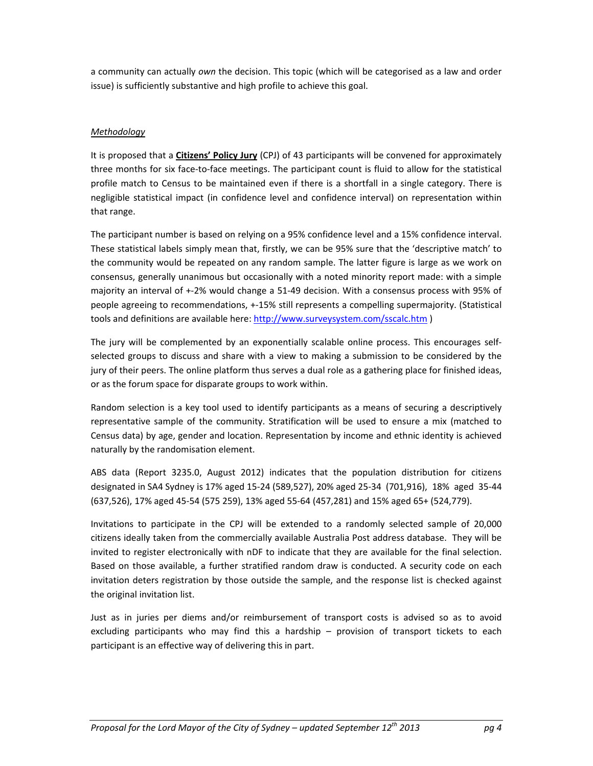a community can actually *own* the decision. This topic (which will be categorised as a law and order issue) is sufficiently substantive and high profile to achieve this goal.

*Methodology*

It is proposed that a **Citizens' Policy Jury** (CPJ) of 43 participants will be convened for approximately three months for six face-to-face meetings. The participant count is fluid to allow for the statistical profile match to Census to be maintained even if there is a shortfall in a single category. There is negligible statistical impact (in confidence level and confidence interval) on representation within that range.

The participant number is based on relying on a 95% confidence level and a 15% confidence interval. These statistical labels simply mean that, firstly, we can be 95% sure that the 'descriptive match' to the community would be repeated on any random sample. The latter figure is large as we work on consensus, generally unanimous but occasionally with a noted minority report made: with a simple majority an interval of +-2% would change a 51-49 decision. With a consensus process with 95% of people agreeing to recommendations, +-15% still represents a compelling supermajority. (Statistical tools and definitions are available here: http://www.surveysystem.com/sscalc.htm )

The jury will be complemented by an exponentially scalable online process. This encourages self-selected groups to discuss and share with a view to making a submission to be considered by the jury of their peers. The online platform thus serves a dual role as a gathering place for finished ideas, or as the forum space for disparate groups to work within.

Random selection is a key tool used to identify participants as a means of securing a descriptively representative sample of the community. Stratification will be used to ensure a mix (matched to Census data) by age, gender and location. Representation by income and ethnic identity is achieved naturally by the randomisation element.

ABS data (Report 3235.0, August 2012) indicates that the population distribution for citizens designated in SA4 Sydney is 17% aged 15-24 (589,527), 20% aged 25-34 (701,916), 18% aged 35-44 (637,526), 17% aged 45-54 (575 259), 13% aged 55-64 (457,281) and 15% aged 65+ (524,779).

Invitations to participate in the CPJ will be extended to a randomly selected sample of 20,000 citizens ideally taken from the commercially available Australia Post address database. They will be invited to register electronically with nDF to indicate that they are available for the final selection. Based on those available, a further stratified random draw is conducted. A security code on each invitation deters registration by those outside the sample, and the response list is checked against the original invitation list.

Just as in juries per diems and/or reimbursement of transport costs is advised so as to avoid excluding participants who may find this a hardship – provision of transport tickets to each participant is an effective way of delivering this in part.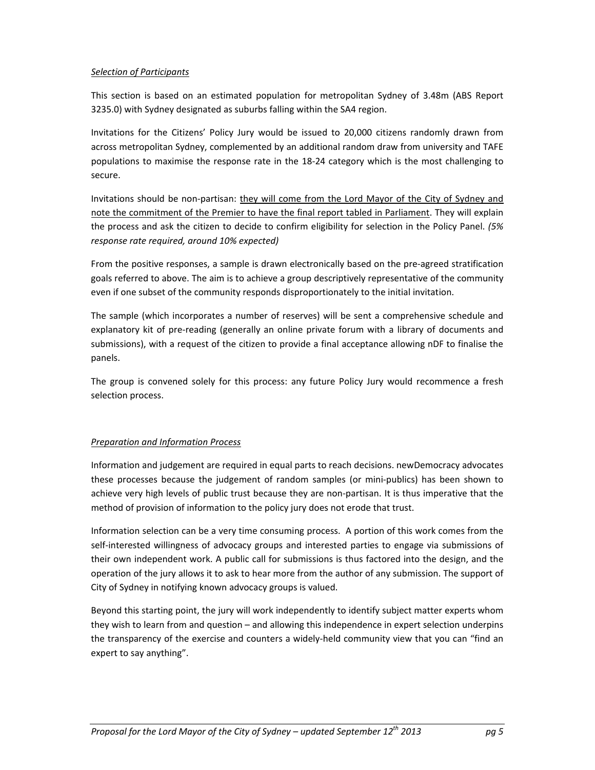*Selection of Participants*

This section is based on an estimated population for metropolitan Sydney of 3.48m (ABS Report 3235.0) with Sydney designated as suburbs falling within the SA4 region.

Invitations for the Citizens' Policy Jury would be issued to 20,000 citizens randomly drawn from across metropolitan Sydney, complemented by an additional random draw from university and TAFE populations to maximise the response rate in the 18-24 category which is the most challenging to secure.

Invitations should be non-partisan: they will come from the Lord Mayor of the City of Sydney and note the commitment of the Premier to have the final report tabled in Parliament. They will explain the process and ask the citizen to decide to confirm eligibility for selection in the Policy Panel. *(5% response rate required, around 10% expected)*

From the positive responses, a sample is drawn electronically based on the pre-agreed stratification goals referred to above. The aim is to achieve a group descriptively representative of the community even if one subset of the community responds disproportionately to the initial invitation.

The sample (which incorporates a number of reserves) will be sent a comprehensive schedule and explanatory kit of pre-reading (generally an online private forum with a library of documents and submissions), with a request of the citizen to provide a final acceptance allowing nDF to finalise the panels.

The group is convened solely for this process: any future Policy Jury would recommence a fresh selection process.

*Preparation and Information Process*

Information and judgement are required in equal parts to reach decisions. newDemocracy advocates these processes because the judgement of random samples (or mini-publics) has been shown to achieve very high levels of public trust because they are non-partisan. It is thus imperative that the method of provision of information to the policy jury does not erode that trust.

Information selection can be a very time consuming process. A portion of this work comes from the self-interested willingness of advocacy groups and interested parties to engage via submissions of their own independent work. A public call for submissions is thus factored into the design, and the operation of the jury allows it to ask to hear more from the author of any submission. The support of City of Sydney in notifying known advocacy groups is valued.

Beyond this starting point, the jury will work independently to identify subject matter experts whom they wish to learn from and question – and allowing this independence in expert selection underpins the transparency of the exercise and counters a widely-held community view that you can "find an expert to say anything".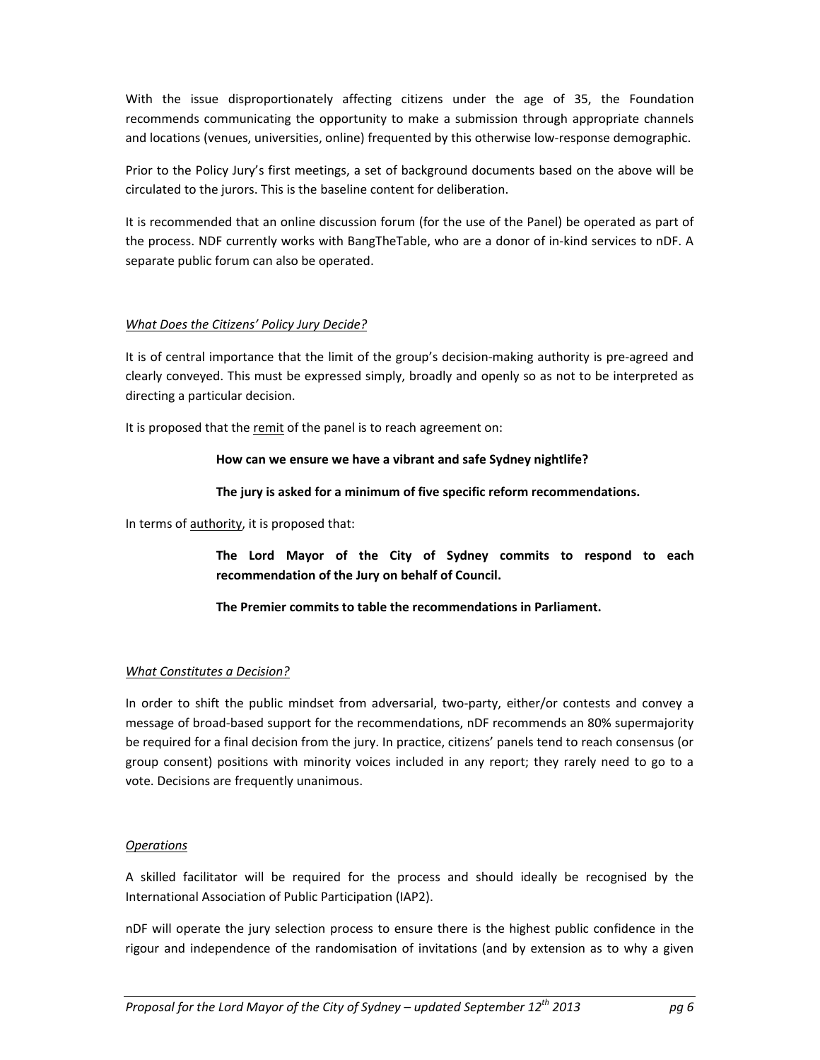With the issue disproportionately affecting citizens under the age of 35, the Foundation recommends communicating the opportunity to make a submission through appropriate channels and locations (venues, universities, online) frequented by this otherwise low-response demographic.

Prior to the Policy Jury's first meetings, a set of background documents based on the above will be circulated to the jurors. This is the baseline content for deliberation.

It is recommended that an online discussion forum (for the use of the Panel) be operated as part of the process. NDF currently works with BangTheTable, who are a donor of in-kind services to nDF. A separate public forum can also be operated.

*What Does the Citizens' Policy Jury Decide?*

It is of central importance that the limit of the group's decision-making authority is pre-agreed and clearly conveyed. This must be expressed simply, broadly and openly so as not to be interpreted as directing a particular decision.

It is proposed that the remit of the panel is to reach agreement on:

> **How can we ensure we have a vibrant and safe Sydney nightlife?**
>
> **The jury is asked for a minimum of five specific reform recommendations.**

In terms of authority, it is proposed that:

> **The Lord Mayor of the City of Sydney commits to respond to each recommendation of the Jury on behalf of Council.**
>
> **The Premier commits to table the recommendations in Parliament.**

*What Constitutes a Decision?*

In order to shift the public mindset from adversarial, two-party, either/or contests and convey a message of broad-based support for the recommendations, nDF recommends an 80% supermajority be required for a final decision from the jury. In practice, citizens' panels tend to reach consensus (or group consent) positions with minority voices included in any report; they rarely need to go to a vote. Decisions are frequently unanimous.

*Operations*

A skilled facilitator will be required for the process and should ideally be recognised by the International Association of Public Participation (IAP2).

nDF will operate the jury selection process to ensure there is the highest public confidence in the rigour and independence of the randomisation of invitations (and by extension as to why a given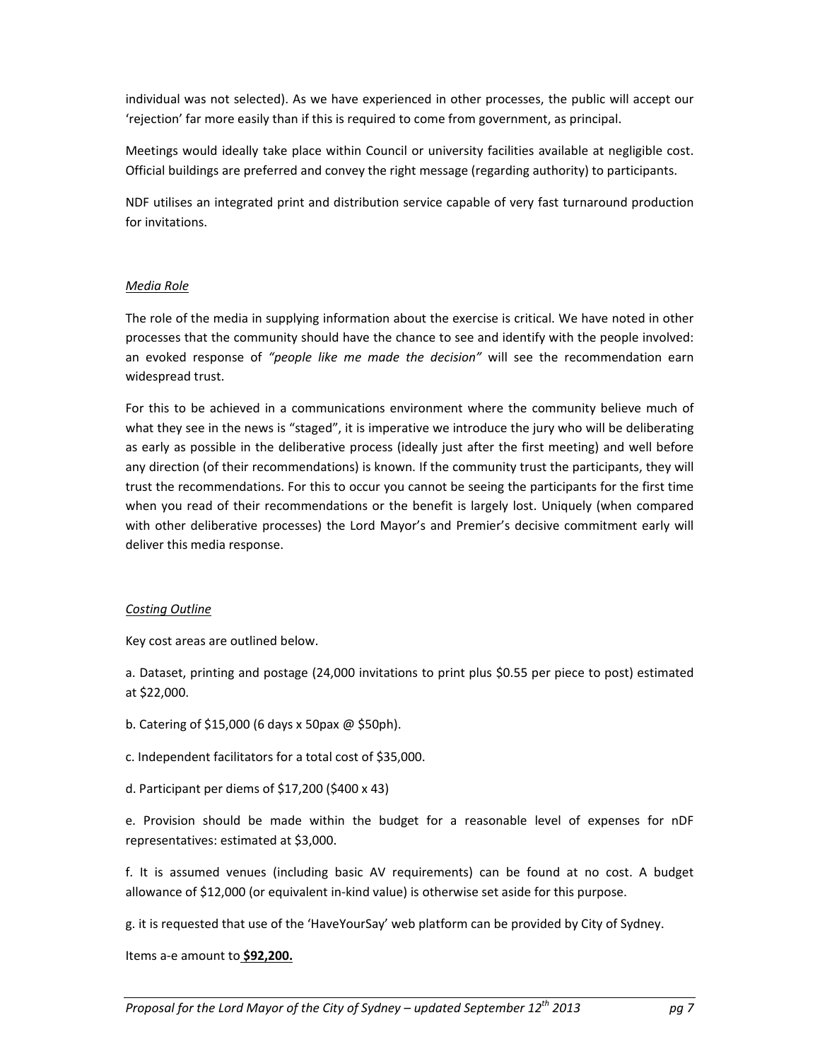individual was not selected). As we have experienced in other processes, the public will accept our 'rejection' far more easily than if this is required to come from government, as principal.

Meetings would ideally take place within Council or university facilities available at negligible cost. Official buildings are preferred and convey the right message (regarding authority) to participants.

NDF utilises an integrated print and distribution service capable of very fast turnaround production for invitations.

*Media Role*

The role of the media in supplying information about the exercise is critical. We have noted in other processes that the community should have the chance to see and identify with the people involved: an evoked response of *"people like me made the decision"* will see the recommendation earn widespread trust.

For this to be achieved in a communications environment where the community believe much of what they see in the news is "staged", it is imperative we introduce the jury who will be deliberating as early as possible in the deliberative process (ideally just after the first meeting) and well before any direction (of their recommendations) is known. If the community trust the participants, they will trust the recommendations. For this to occur you cannot be seeing the participants for the first time when you read of their recommendations or the benefit is largely lost. Uniquely (when compared with other deliberative processes) the Lord Mayor's and Premier's decisive commitment early will deliver this media response.

*Costing Outline*

Key cost areas are outlined below.

a. Dataset, printing and postage (24,000 invitations to print plus $0.55 per piece to post) estimated at $22,000.

b. Catering of $15,000 (6 days x 50pax @ $50ph).

c. Independent facilitators for a total cost of $35,000.

d. Participant per diems of $17,200 ($400 x 43)

e. Provision should be made within the budget for a reasonable level of expenses for nDF representatives: estimated at $3,000.

f. It is assumed venues (including basic AV requirements) can be found at no cost. A budget allowance of $12,000 (or equivalent in-kind value) is otherwise set aside for this purpose.

g. it is requested that use of the 'HaveYourSay' web platform can be provided by City of Sydney.

Items a-e amount to **$92,200.**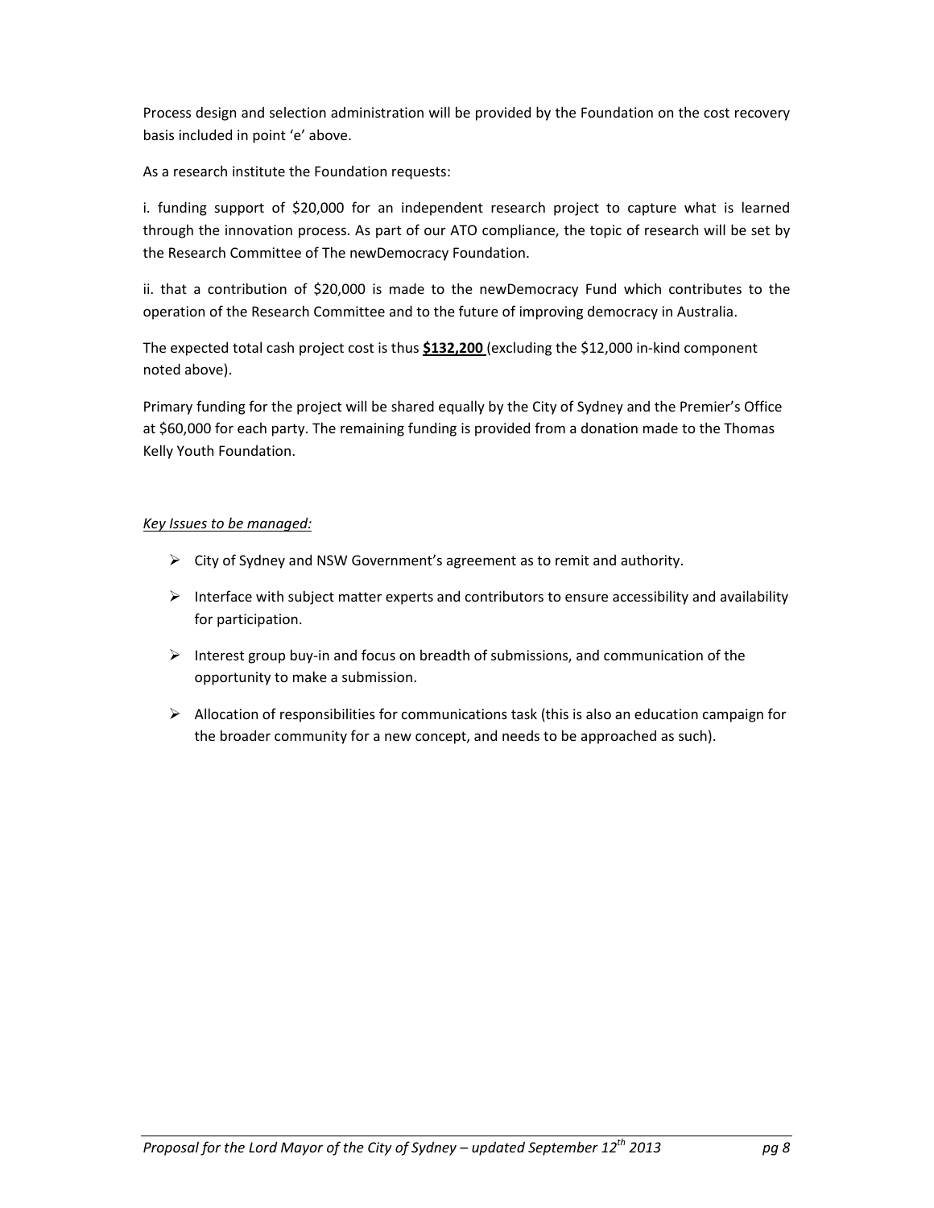Process design and selection administration will be provided by the Foundation on the cost recovery basis included in point 'e' above.

As a research institute the Foundation requests:

i. funding support of $20,000 for an independent research project to capture what is learned through the innovation process. As part of our ATO compliance, the topic of research will be set by the Research Committee of The newDemocracy Foundation.

ii. that a contribution of $20,000 is made to the newDemocracy Fund which contributes to the operation of the Research Committee and to the future of improving democracy in Australia.

The expected total cash project cost is thus **$132,200** (excluding the $12,000 in-kind component noted above).

Primary funding for the project will be shared equally by the City of Sydney and the Premier's Office at $60,000 for each party. The remaining funding is provided from a donation made to the Thomas Kelly Youth Foundation.

*Key Issues to be managed:*

- City of Sydney and NSW Government's agreement as to remit and authority.
- Interface with subject matter experts and contributors to ensure accessibility and availability for participation.
- Interest group buy-in and focus on breadth of submissions, and communication of the opportunity to make a submission.
- Allocation of responsibilities for communications task (this is also an education campaign for the broader community for a new concept, and needs to be approached as such).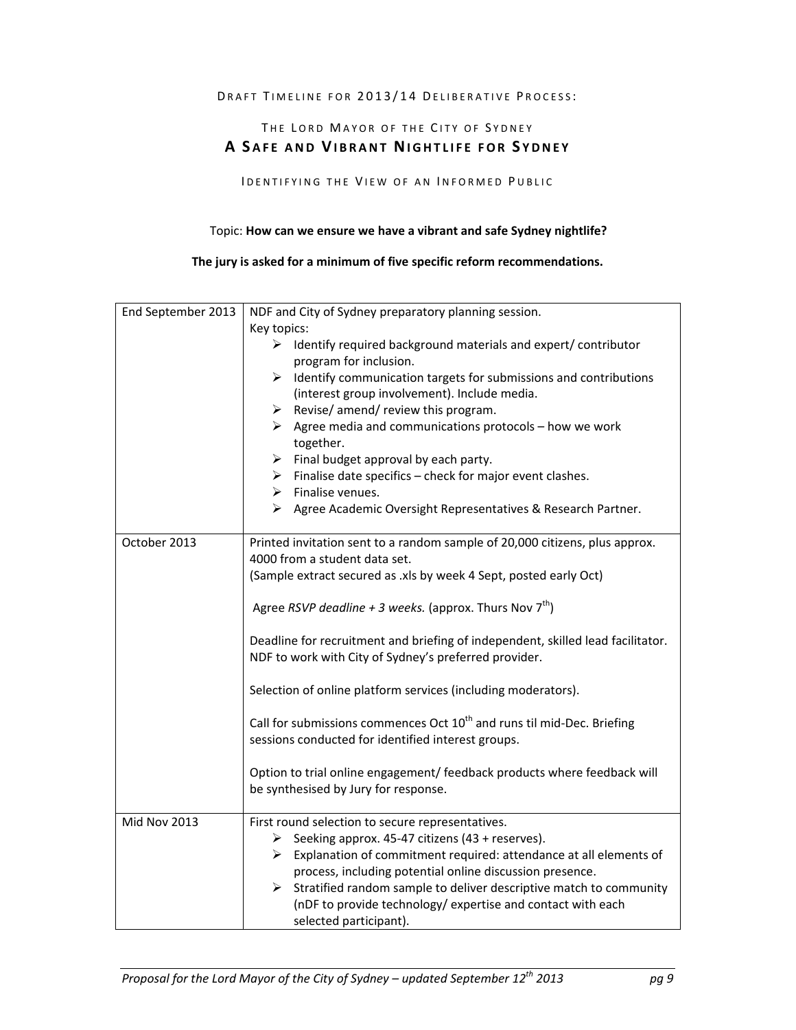DRAFT TIMELINE FOR 2013/14 DELIBERATIVE PROCESS:

THE LORD MAYOR OF THE CITY OF SYDNEY

## A SAFE AND VIBRANT NIGHTLIFE FOR SYDNEY

IDENTIFYING THE VIEW OF AN INFORMED PUBLIC

Topic: **How can we ensure we have a vibrant and safe Sydney nightlife?**

**The jury is asked for a minimum of five specific reform recommendations.**

| | |
|---|---|
| End September 2013 | NDF and City of Sydney preparatory planning session.<br>Key topics:<br>➢ Identify required background materials and expert/ contributor program for inclusion.<br>➢ Identify communication targets for submissions and contributions (interest group involvement). Include media.<br>➢ Revise/ amend/ review this program.<br>➢ Agree media and communications protocols – how we work together.<br>➢ Final budget approval by each party.<br>➢ Finalise date specifics – check for major event clashes.<br>➢ Finalise venues.<br>➢ Agree Academic Oversight Representatives & Research Partner. |
| October 2013 | Printed invitation sent to a random sample of 20,000 citizens, plus approx. 4000 from a student data set.<br>(Sample extract secured as .xls by week 4 Sept, posted early Oct)<br><br>Agree *RSVP deadline + 3 weeks.* (approx. Thurs Nov 7th)<br><br>Deadline for recruitment and briefing of independent, skilled lead facilitator. NDF to work with City of Sydney's preferred provider.<br><br>Selection of online platform services (including moderators).<br><br>Call for submissions commences Oct 10th and runs til mid-Dec. Briefing sessions conducted for identified interest groups.<br><br>Option to trial online engagement/ feedback products where feedback will be synthesised by Jury for response. |
| Mid Nov 2013 | First round selection to secure representatives.<br>➢ Seeking approx. 45-47 citizens (43 + reserves).<br>➢ Explanation of commitment required: attendance at all elements of process, including potential online discussion presence.<br>➢ Stratified random sample to deliver descriptive match to community (nDF to provide technology/ expertise and contact with each selected participant). |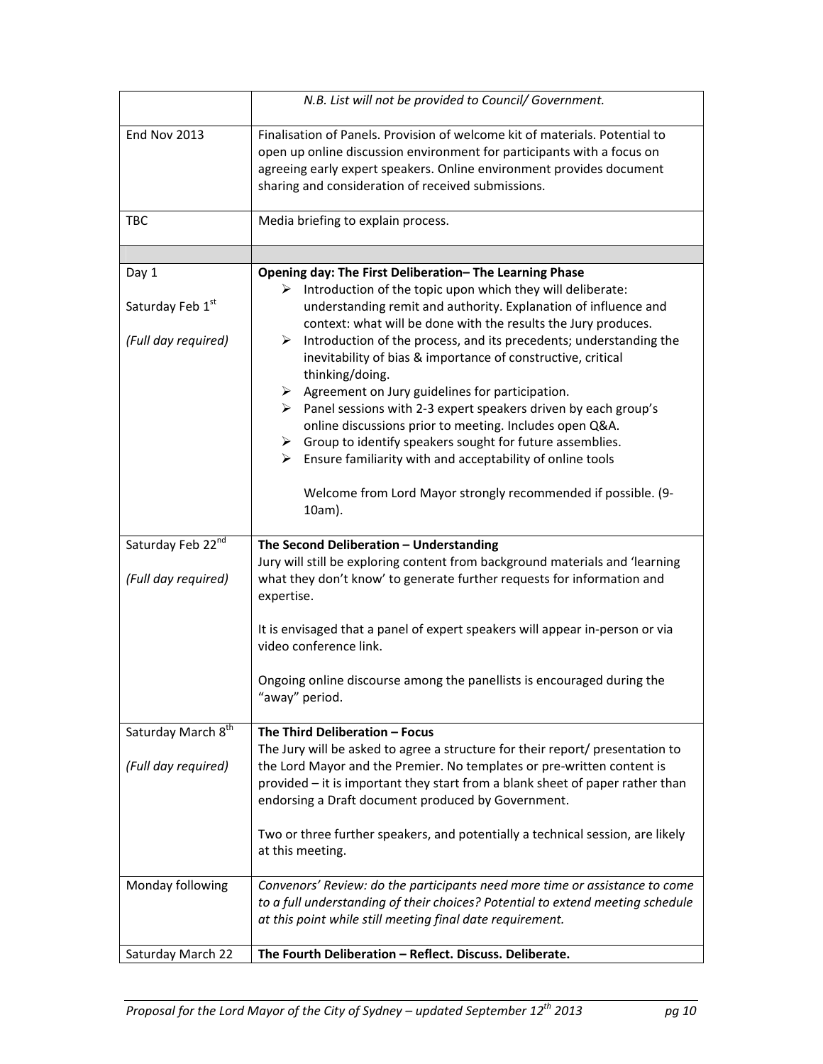| | |
|---|---|
| | *N.B. List will not be provided to Council/ Government.* |
| End Nov 2013 | Finalisation of Panels. Provision of welcome kit of materials. Potential to open up online discussion environment for participants with a focus on agreeing early expert speakers. Online environment provides document sharing and consideration of received submissions. |
| TBC | Media briefing to explain process. |
| | |
| Day 1<br><br>Saturday Feb 1st<br><br>*(Full day required)* | **Opening day: The First Deliberation– The Learning Phase**<br>➢ Introduction of the topic upon which they will deliberate: understanding remit and authority. Explanation of influence and context: what will be done with the results the Jury produces.<br>➢ Introduction of the process, and its precedents; understanding the inevitability of bias & importance of constructive, critical thinking/doing.<br>➢ Agreement on Jury guidelines for participation.<br>➢ Panel sessions with 2-3 expert speakers driven by each group's online discussions prior to meeting. Includes open Q&A.<br>➢ Group to identify speakers sought for future assemblies.<br>➢ Ensure familiarity with and acceptability of online tools<br><br>Welcome from Lord Mayor strongly recommended if possible. (9-10am). |
| Saturday Feb 22nd<br><br>*(Full day required)* | **The Second Deliberation – Understanding**<br>Jury will still be exploring content from background materials and 'learning what they don't know' to generate further requests for information and expertise.<br><br>It is envisaged that a panel of expert speakers will appear in-person or via video conference link.<br><br>Ongoing online discourse among the panellists is encouraged during the "away" period. |
| Saturday March 8th<br><br>*(Full day required)* | **The Third Deliberation – Focus**<br>The Jury will be asked to agree a structure for their report/ presentation to the Lord Mayor and the Premier. No templates or pre-written content is provided – it is important they start from a blank sheet of paper rather than endorsing a Draft document produced by Government.<br><br>Two or three further speakers, and potentially a technical session, are likely at this meeting. |
| Monday following | *Convenors' Review: do the participants need more time or assistance to come to a full understanding of their choices? Potential to extend meeting schedule at this point while still meeting final date requirement.* |
| Saturday March 22 | **The Fourth Deliberation – Reflect. Discuss. Deliberate.** |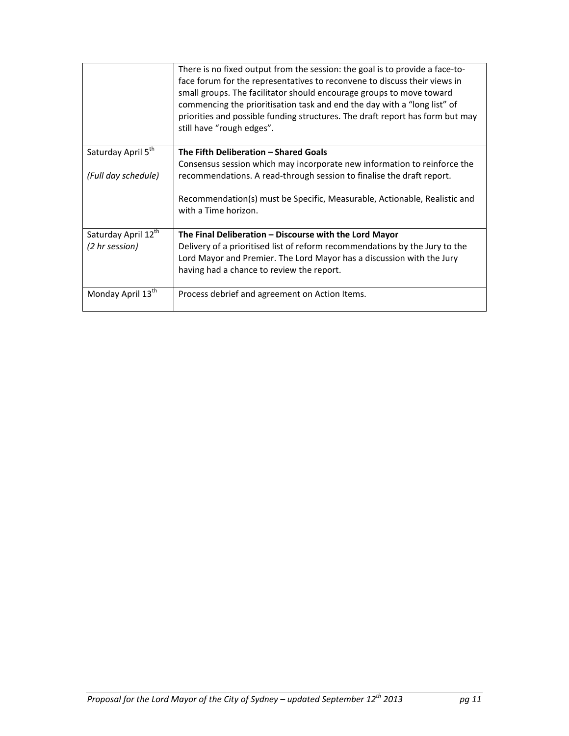| | |
|---|---|
| | There is no fixed output from the session: the goal is to provide a face-to-face forum for the representatives to reconvene to discuss their views in small groups. The facilitator should encourage groups to move toward commencing the prioritisation task and end the day with a "long list" of priorities and possible funding structures. The draft report has form but may still have "rough edges". |
| Saturday April 5th<br><br>*(Full day schedule)* | **The Fifth Deliberation – Shared Goals**<br>Consensus session which may incorporate new information to reinforce the recommendations. A read-through session to finalise the draft report.<br><br>Recommendation(s) must be Specific, Measurable, Actionable, Realistic and with a Time horizon. |
| Saturday April 12th<br>*(2 hr session)* | **The Final Deliberation – Discourse with the Lord Mayor**<br>Delivery of a prioritised list of reform recommendations by the Jury to the Lord Mayor and Premier. The Lord Mayor has a discussion with the Jury having had a chance to review the report. |
| Monday April 13th | Process debrief and agreement on Action Items. |